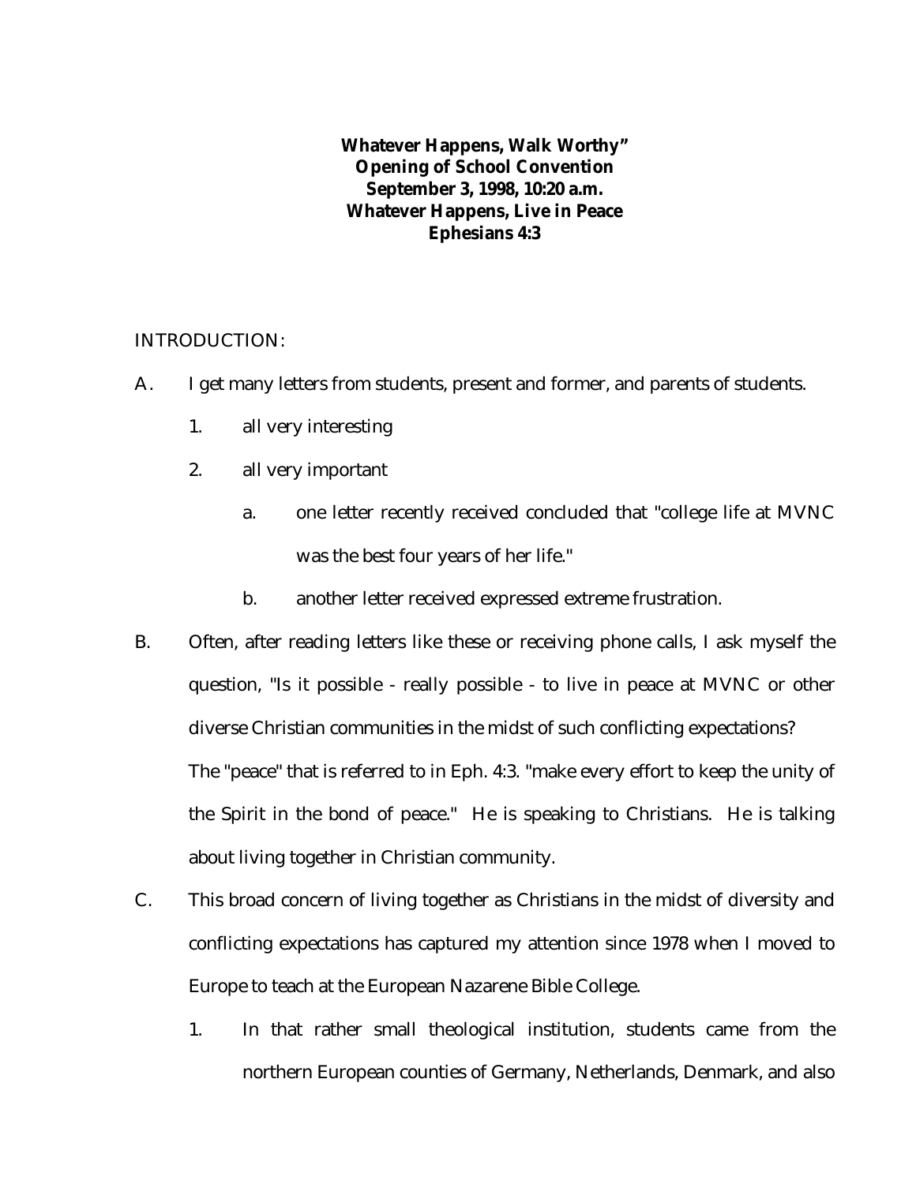**Whatever Happens, Walk Worthy"**
**Opening of School Convention**
**September 3, 1998, 10:20 a.m.**
**Whatever Happens, Live in Peace**
**Ephesians 4:3**

INTRODUCTION:

A. I get many letters from students, present and former, and parents of students.

   1. all very interesting

   2. all very important

      a. one letter recently received concluded that "college life at MVNC was the best four years of her life."

      b. another letter received expressed extreme frustration.

B. Often, after reading letters like these or receiving phone calls, I ask myself the question, "Is it possible - really possible - to live in peace at MVNC or other diverse Christian communities in the midst of such conflicting expectations?
The "peace" that is referred to in Eph. 4:3. "make every effort to keep the unity of the Spirit in the bond of peace." He is speaking to Christians. He is talking about living together in Christian community.

C. This broad concern of living together as Christians in the midst of diversity and conflicting expectations has captured my attention since 1978 when I moved to Europe to teach at the European Nazarene Bible College.

   1. In that rather small theological institution, students came from the northern European counties of Germany, Netherlands, Denmark, and also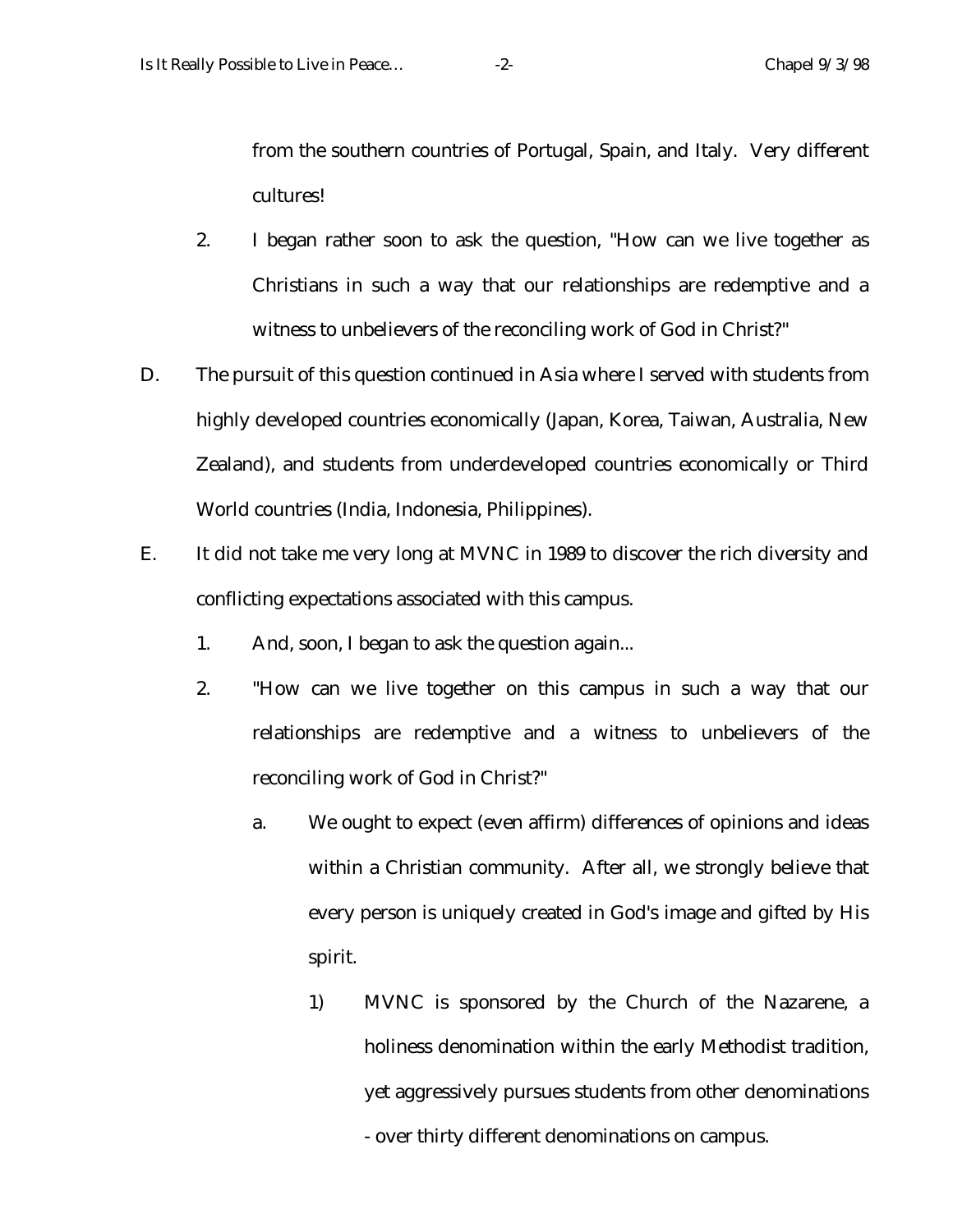from the southern countries of Portugal, Spain, and Italy. Very different cultures!

2. I began rather soon to ask the question, "How can we live together as Christians in such a way that our relationships are redemptive and a witness to unbelievers of the reconciling work of God in Christ?"

D. The pursuit of this question continued in Asia where I served with students from highly developed countries economically (Japan, Korea, Taiwan, Australia, New Zealand), and students from underdeveloped countries economically or Third World countries (India, Indonesia, Philippines).

E. It did not take me very long at MVNC in 1989 to discover the rich diversity and conflicting expectations associated with this campus.

1. And, soon, I began to ask the question again...

2. "How can we live together on this campus in such a way that our relationships are redemptive and a witness to unbelievers of the reconciling work of God in Christ?"

   a. We ought to expect (even affirm) differences of opinions and ideas within a Christian community. After all, we strongly believe that every person is uniquely created in God's image and gifted by His spirit.

      1) MVNC is sponsored by the Church of the Nazarene, a holiness denomination within the early Methodist tradition, yet aggressively pursues students from other denominations - over thirty different denominations on campus.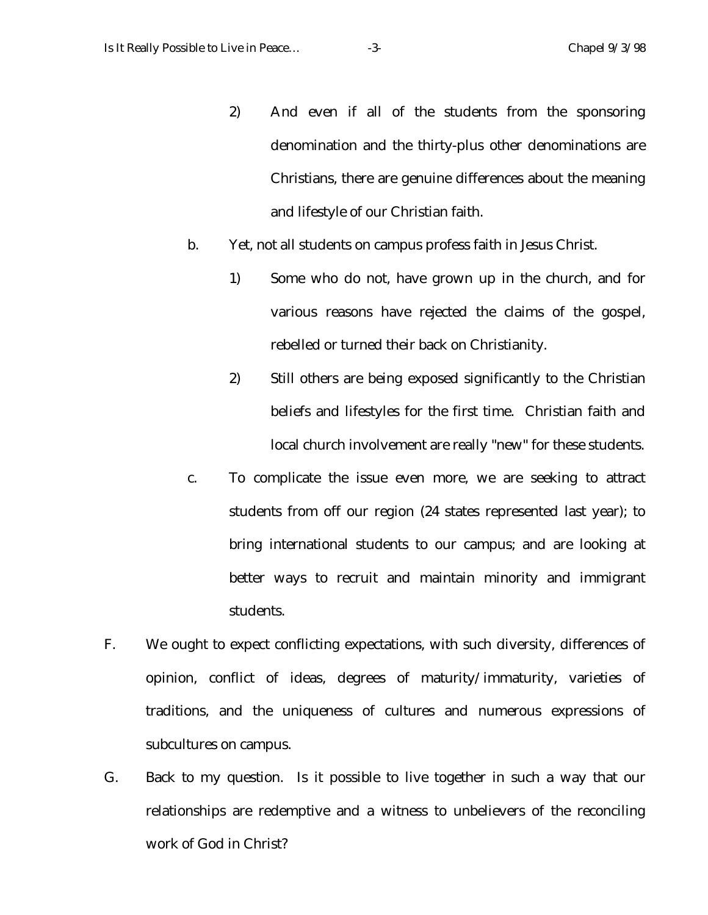2) And even if all of the students from the sponsoring denomination and the thirty-plus other denominations are Christians, there are genuine differences about the meaning and lifestyle of our Christian faith.

b. Yet, not all students on campus profess faith in Jesus Christ.

1) Some who do not, have grown up in the church, and for various reasons have rejected the claims of the gospel, rebelled or turned their back on Christianity.

2) Still others are being exposed significantly to the Christian beliefs and lifestyles for the first time. Christian faith and local church involvement are really "new" for these students.

c. To complicate the issue even more, we are seeking to attract students from off our region (24 states represented last year); to bring international students to our campus; and are looking at better ways to recruit and maintain minority and immigrant students.

F. We ought to expect conflicting expectations, with such diversity, differences of opinion, conflict of ideas, degrees of maturity/immaturity, varieties of traditions, and the uniqueness of cultures and numerous expressions of subcultures on campus.

G. Back to my question. Is it possible to live together in such a way that our relationships are redemptive and a witness to unbelievers of the reconciling work of God in Christ?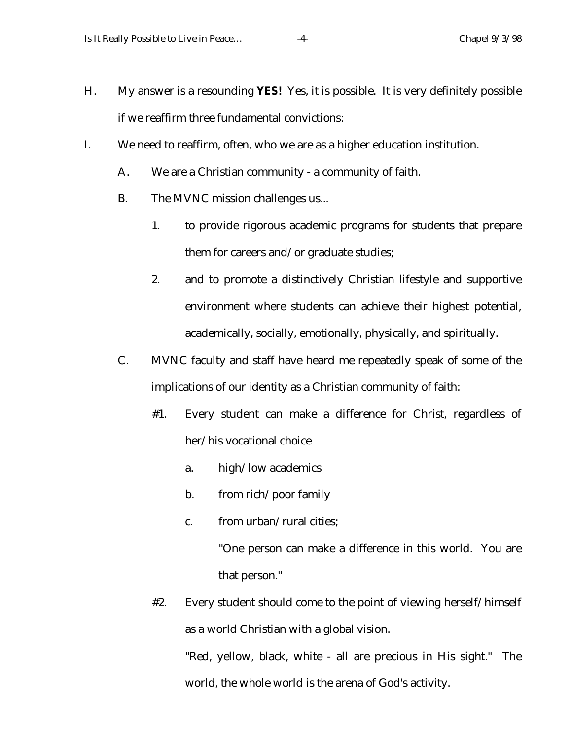H. My answer is a resounding **YES!** Yes, it is possible. It is very definitely possible if we reaffirm three fundamental convictions:

I. We need to reaffirm, often, who we are as a higher education institution.

   A. We are a Christian community - a community of faith.

   B. The MVNC mission challenges us...

      1. to provide rigorous academic programs for students that prepare them for careers and/or graduate studies;

      2. and to promote a distinctively Christian lifestyle and supportive environment where students can achieve their highest potential, academically, socially, emotionally, physically, and spiritually.

   C. MVNC faculty and staff have heard me repeatedly speak of some of the implications of our identity as a Christian community of faith:

      #1. Every student can make a difference for Christ, regardless of her/his vocational choice

         a. high/low academics

         b. from rich/poor family

         c. from urban/rural cities;

            "One person can make a difference in this world. You are that person."

      #2. Every student should come to the point of viewing herself/himself as a world Christian with a global vision.

         "Red, yellow, black, white - all are precious in His sight." The world, the whole world is the arena of God's activity.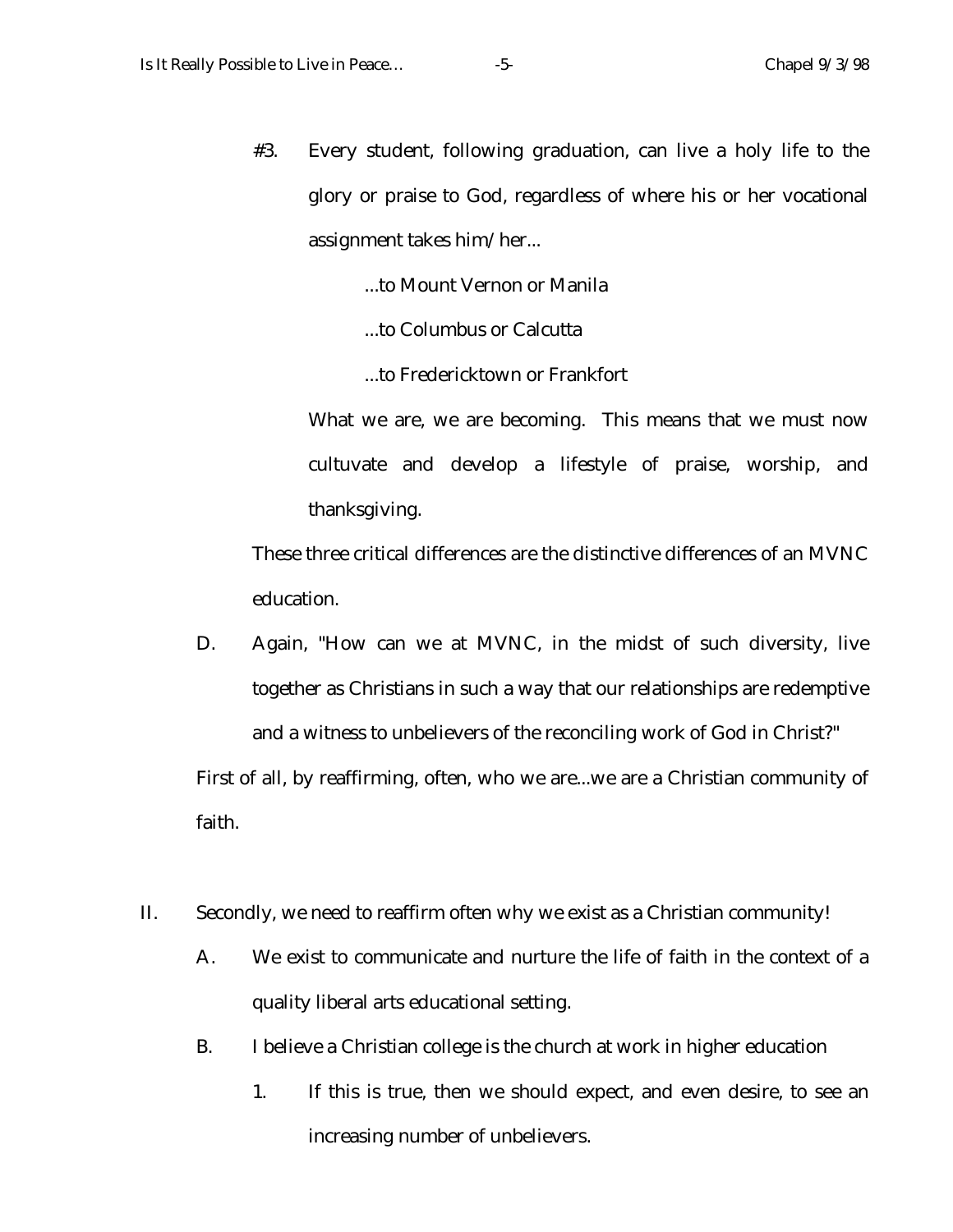#3. Every student, following graduation, can live a holy life to the glory or praise to God, regardless of where his or her vocational assignment takes him/her...

...to Mount Vernon or Manila

...to Columbus or Calcutta

...to Fredericktown or Frankfort

What we are, we are becoming. This means that we must now cultuvate and develop a lifestyle of praise, worship, and thanksgiving.

These three critical differences are the distinctive differences of an MVNC education.

D. Again, "How can we at MVNC, in the midst of such diversity, live together as Christians in such a way that our relationships are redemptive and a witness to unbelievers of the reconciling work of God in Christ?"

First of all, by reaffirming, often, who we are...we are a Christian community of faith.

II. Secondly, we need to reaffirm often why we exist as a Christian community!

A. We exist to communicate and nurture the life of faith in the context of a quality liberal arts educational setting.

B. I believe a Christian college is the church at work in higher education

1. If this is true, then we should expect, and even desire, to see an increasing number of unbelievers.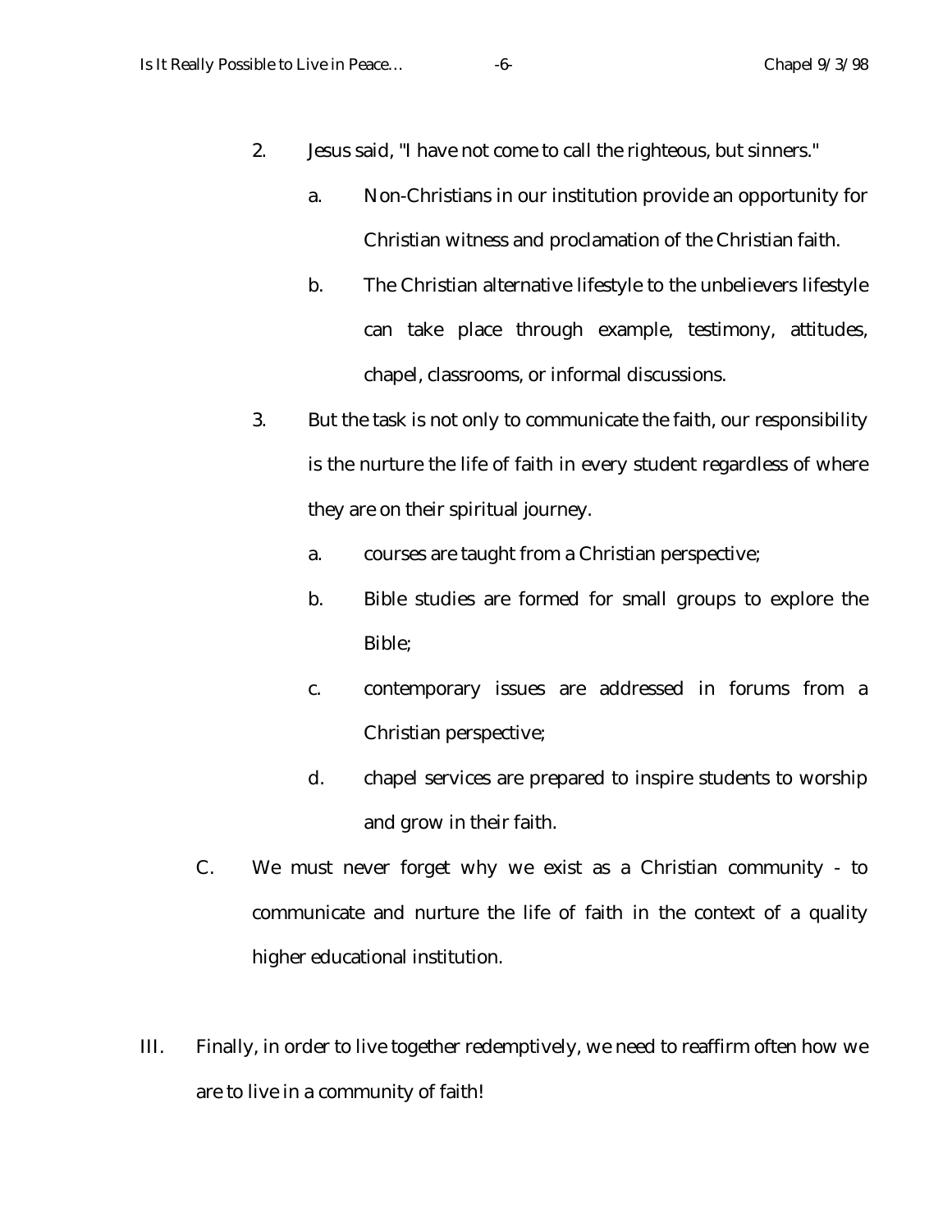2. Jesus said, "I have not come to call the righteous, but sinners."

   a. Non-Christians in our institution provide an opportunity for Christian witness and proclamation of the Christian faith.

   b. The Christian alternative lifestyle to the unbelievers lifestyle can take place through example, testimony, attitudes, chapel, classrooms, or informal discussions.

3. But the task is not only to communicate the faith, our responsibility is the nurture the life of faith in every student regardless of where they are on their spiritual journey.

   a. courses are taught from a Christian perspective;

   b. Bible studies are formed for small groups to explore the Bible;

   c. contemporary issues are addressed in forums from a Christian perspective;

   d. chapel services are prepared to inspire students to worship and grow in their faith.

C. We must never forget why we exist as a Christian community - to communicate and nurture the life of faith in the context of a quality higher educational institution.

III. Finally, in order to live together redemptively, we need to reaffirm often how we are to live in a community of faith!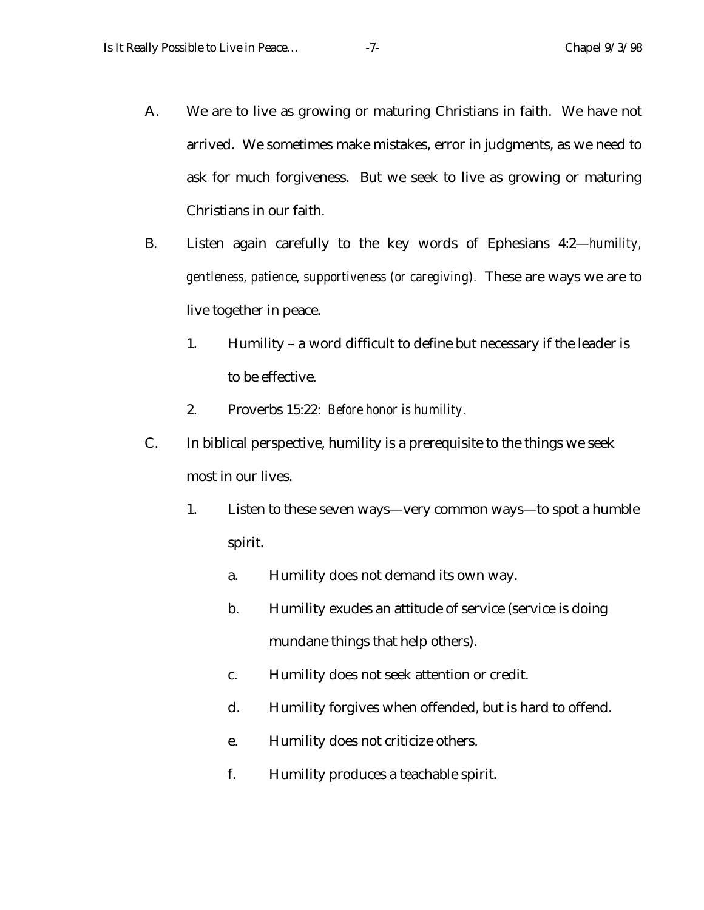A. We are to live as growing or maturing Christians in faith. We have not arrived. We sometimes make mistakes, error in judgments, as we need to ask for much forgiveness. But we seek to live as growing or maturing Christians in our faith.

B. Listen again carefully to the key words of Ephesians 4:2—*humility, gentleness, patience, supportiveness (or caregiving).* These are ways we are to live together in peace.

   1. Humility – a word difficult to define but necessary if the leader is to be effective.

   2. Proverbs 15:22: *Before honor is humility.*

C. In biblical perspective, humility is a prerequisite to the things we seek most in our lives.

   1. Listen to these seven ways—very common ways—to spot a humble spirit.

      a. Humility does not demand its own way.

      b. Humility exudes an attitude of service (service is doing mundane things that help others).

      c. Humility does not seek attention or credit.

      d. Humility forgives when offended, but is hard to offend.

      e. Humility does not criticize others.

      f. Humility produces a teachable spirit.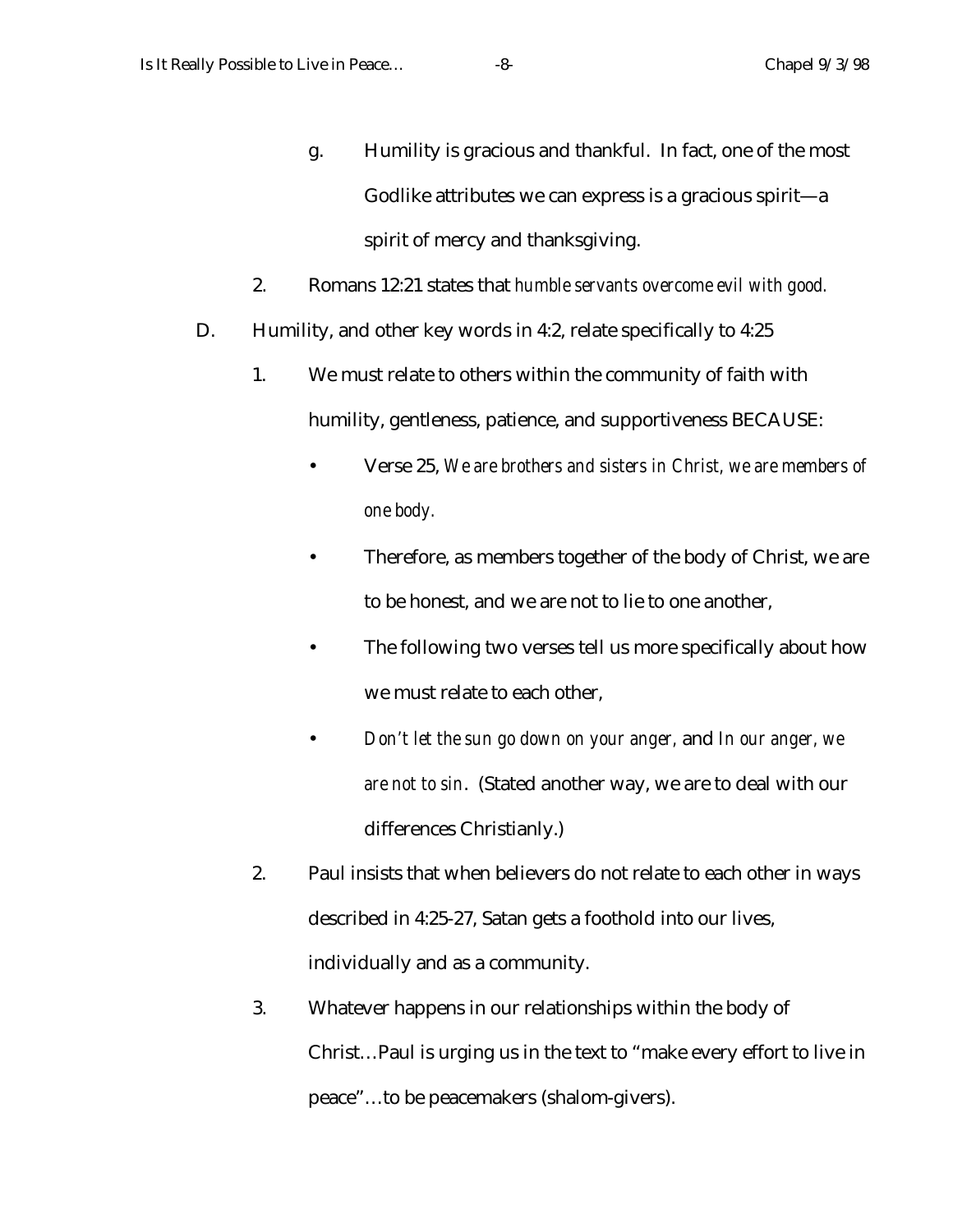g. Humility is gracious and thankful. In fact, one of the most Godlike attributes we can express is a gracious spirit—a spirit of mercy and thanksgiving.

2. Romans 12:21 states that *humble servants overcome evil with good.*

D. Humility, and other key words in 4:2, relate specifically to 4:25

1. We must relate to others within the community of faith with humility, gentleness, patience, and supportiveness BECAUSE:

- Verse 25, *We are brothers and sisters in Christ, we are members of one body.*
- Therefore, as members together of the body of Christ, we are to be honest, and we are not to lie to one another,
- The following two verses tell us more specifically about how we must relate to each other,
- *Don't let the sun go down on your anger,* and *In our anger, we are not to sin*. (Stated another way, we are to deal with our differences Christianly.)

2. Paul insists that when believers do not relate to each other in ways described in 4:25-27, Satan gets a foothold into our lives, individually and as a community.

3. Whatever happens in our relationships within the body of Christ…Paul is urging us in the text to "make every effort to live in peace"…to be peacemakers (shalom-givers).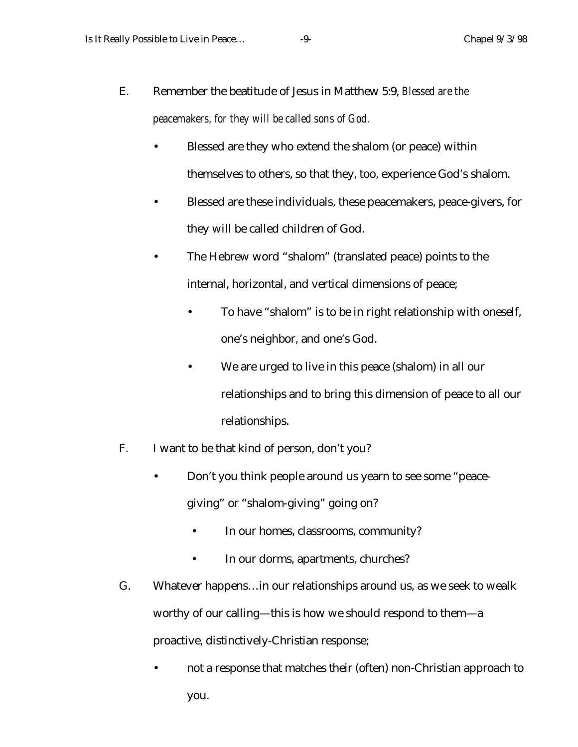E. Remember the beatitude of Jesus in Matthew 5:9, *Blessed are the peacemakers, for they will be called sons of God.*

- Blessed are they who extend the shalom (or peace) within themselves to others, so that they, too, experience God's shalom.
- Blessed are these individuals, these peacemakers, peace-givers, for they will be called children of God.
- The Hebrew word "shalom" (translated peace) points to the internal, horizontal, and vertical dimensions of peace;
  - To have "shalom" is to be in right relationship with oneself, one's neighbor, and one's God.
  - We are urged to live in this peace (shalom) in all our relationships and to bring this dimension of peace to all our relationships.

F. I want to be that kind of person, don't you?

- Don't you think people around us yearn to see some "peace-giving" or "shalom-giving" going on?
  - In our homes, classrooms, community?
  - In our dorms, apartments, churches?

G. Whatever happens…in our relationships around us, as we seek to wealk worthy of our calling—this is how we should respond to them—a proactive, distinctively-Christian response;

- not a response that matches their (often) non-Christian approach to you.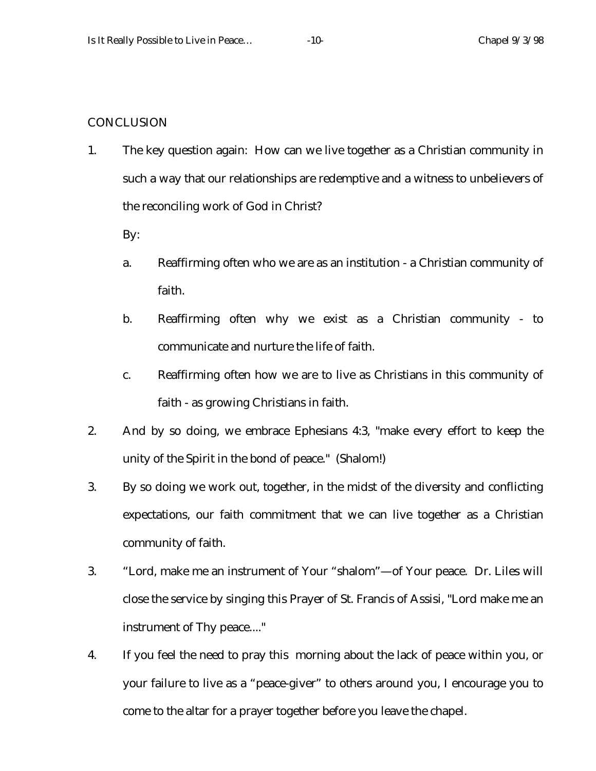CONCLUSION

1. The key question again: How can we live together as a Christian community in such a way that our relationships are redemptive and a witness to unbelievers of the reconciling work of God in Christ?

   By:

   a. Reaffirming often who we are as an institution - a Christian community of faith.

   b. Reaffirming often why we exist as a Christian community - to communicate and nurture the life of faith.

   c. Reaffirming often how we are to live as Christians in this community of faith - as growing Christians in faith.

2. And by so doing, we embrace Ephesians 4:3, "make every effort to keep the unity of the Spirit in the bond of peace." (Shalom!)

3. By so doing we work out, together, in the midst of the diversity and conflicting expectations, our faith commitment that we can live together as a Christian community of faith.

3. "Lord, make me an instrument of Your "shalom"—of Your peace. Dr. Liles will close the service by singing this Prayer of St. Francis of Assisi, "Lord make me an instrument of Thy peace...."

4. If you feel the need to pray this morning about the lack of peace within you, or your failure to live as a "peace-giver" to others around you, I encourage you to come to the altar for a prayer together before you leave the chapel.